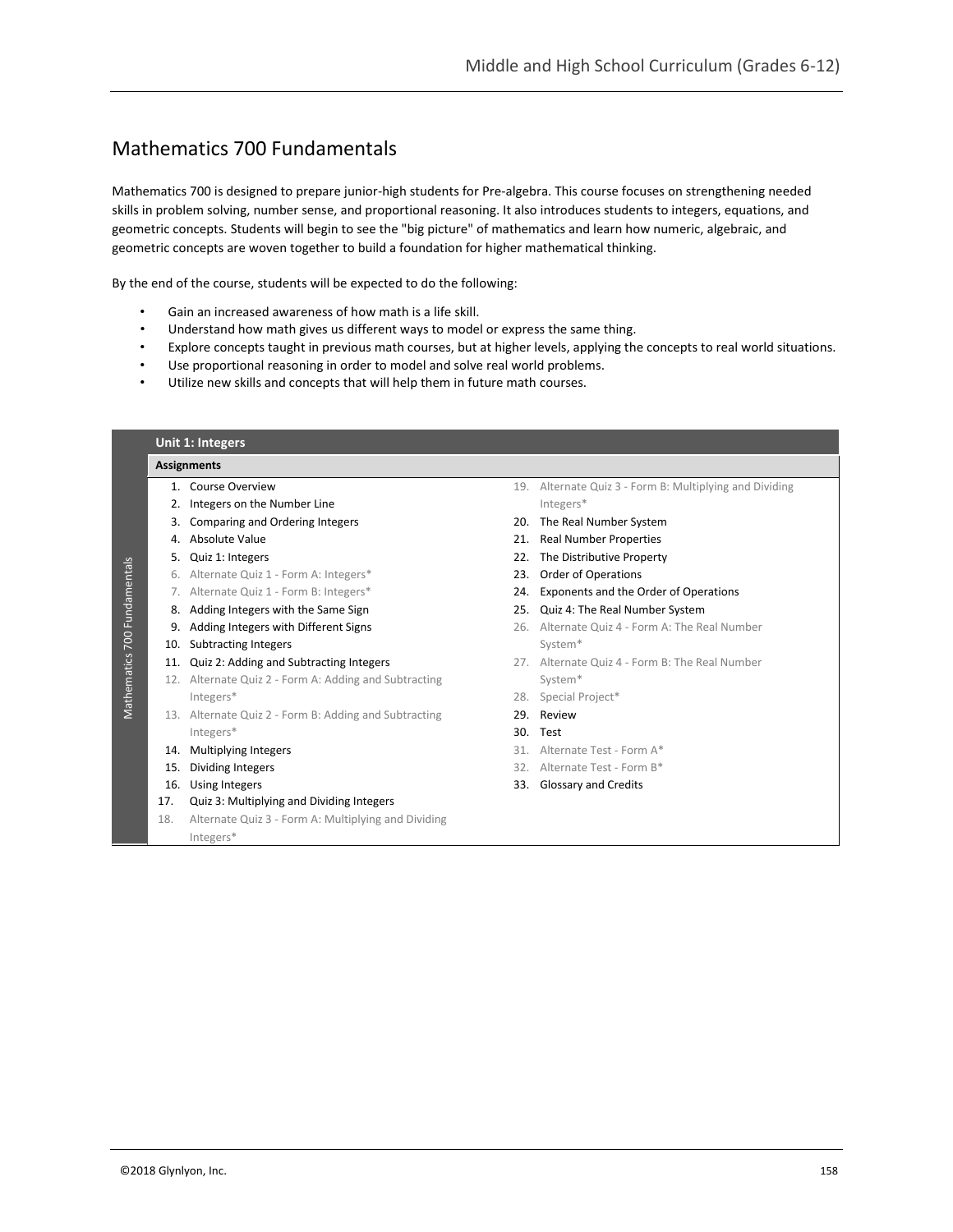# Mathematics 700 Fundamentals

Mathematics 700 is designed to prepare junior-high students for Pre-algebra. This course focuses on strengthening needed skills in problem solving, number sense, and proportional reasoning. It also introduces students to integers, equations, and geometric concepts. Students will begin to see the "big picture" of mathematics and learn how numeric, algebraic, and geometric concepts are woven together to build a foundation for higher mathematical thinking.

By the end of the course, students will be expected to do the following:

- Gain an increased awareness of how math is a life skill.
- Understand how math gives us different ways to model or express the same thing.
- Explore concepts taught in previous math courses, but at higher levels, applying the concepts to real world situations.
- Use proportional reasoning in order to model and solve real world problems.
- Utilize new skills and concepts that will help them in future math courses.

## Unit 1: Integers

**Assignments**

1. Course Overview
2. Integers on the Number Line
3. Comparing and Ordering Integers
4. Absolute Value
5. Quiz 1: Integers
6. Alternate Quiz 1 - Form A: Integers*
7. Alternate Quiz 1 - Form B: Integers*
8. Adding Integers with the Same Sign
9. Adding Integers with Different Signs
10. Subtracting Integers
11. Quiz 2: Adding and Subtracting Integers
12. Alternate Quiz 2 - Form A: Adding and Subtracting Integers*
13. Alternate Quiz 2 - Form B: Adding and Subtracting Integers*
14. Multiplying Integers
15. Dividing Integers
16. Using Integers
17. Quiz 3: Multiplying and Dividing Integers
18. Alternate Quiz 3 - Form A: Multiplying and Dividing Integers*
19. Alternate Quiz 3 - Form B: Multiplying and Dividing Integers*
20. The Real Number System
21. Real Number Properties
22. The Distributive Property
23. Order of Operations
24. Exponents and the Order of Operations
25. Quiz 4: The Real Number System
26. Alternate Quiz 4 - Form A: The Real Number System*
27. Alternate Quiz 4 - Form B: The Real Number System*
28. Special Project*
29. Review
30. Test
31. Alternate Test - Form A*
32. Alternate Test - Form B*
33. Glossary and Credits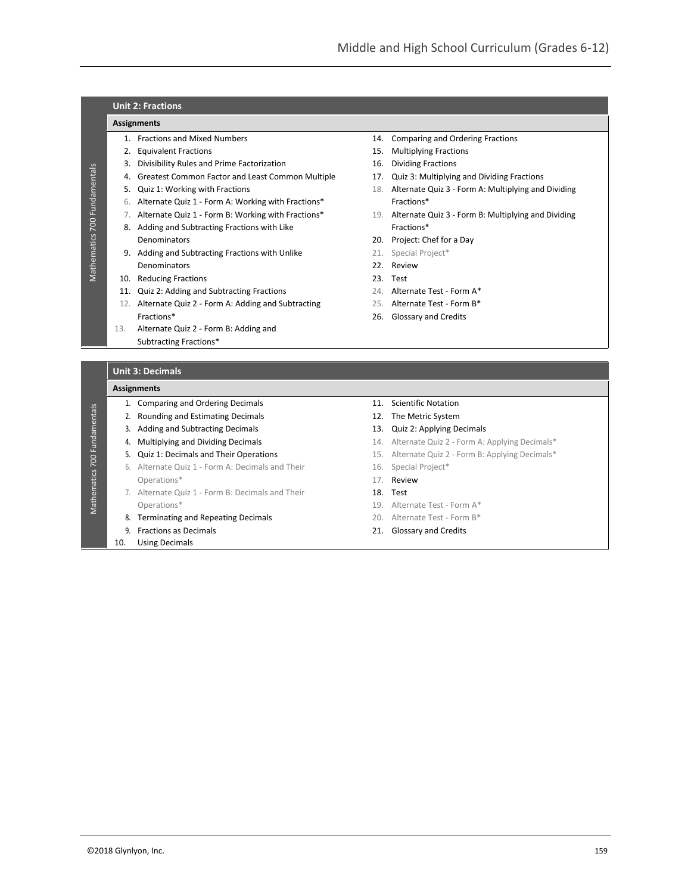Mathematics 700 Fundamentals

## Unit 2: Fractions

**Assignments**

1. Fractions and Mixed Numbers
2. Equivalent Fractions
3. Divisibility Rules and Prime Factorization
4. Greatest Common Factor and Least Common Multiple
5. Quiz 1: Working with Fractions
6. Alternate Quiz 1 - Form A: Working with Fractions*
7. Alternate Quiz 1 - Form B: Working with Fractions*
8. Adding and Subtracting Fractions with Like Denominators
9. Adding and Subtracting Fractions with Unlike Denominators
10. Reducing Fractions
11. Quiz 2: Adding and Subtracting Fractions
12. Alternate Quiz 2 - Form A: Adding and Subtracting Fractions*
13. Alternate Quiz 2 - Form B: Adding and Subtracting Fractions*
14. Comparing and Ordering Fractions
15. Multiplying Fractions
16. Dividing Fractions
17. Quiz 3: Multiplying and Dividing Fractions
18. Alternate Quiz 3 - Form A: Multiplying and Dividing Fractions*
19. Alternate Quiz 3 - Form B: Multiplying and Dividing Fractions*
20. Project: Chef for a Day
21. Special Project*
22. Review
23. Test
24. Alternate Test - Form A*
25. Alternate Test - Form B*
26. Glossary and Credits

Mathematics 700 Fundamentals

## Unit 3: Decimals

**Assignments**

1. Comparing and Ordering Decimals
2. Rounding and Estimating Decimals
3. Adding and Subtracting Decimals
4. Multiplying and Dividing Decimals
5. Quiz 1: Decimals and Their Operations
6. Alternate Quiz 1 - Form A: Decimals and Their Operations*
7. Alternate Quiz 1 - Form B: Decimals and Their Operations*
8. Terminating and Repeating Decimals
9. Fractions as Decimals
10. Using Decimals
11. Scientific Notation
12. The Metric System
13. Quiz 2: Applying Decimals
14. Alternate Quiz 2 - Form A: Applying Decimals*
15. Alternate Quiz 2 - Form B: Applying Decimals*
16. Special Project*
17. Review
18. Test
19. Alternate Test - Form A*
20. Alternate Test - Form B*
21. Glossary and Credits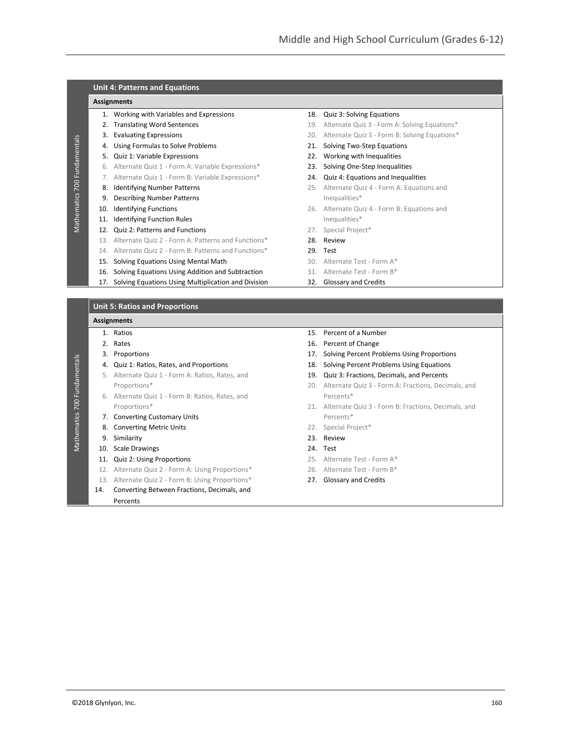## Unit 4: Patterns and Equations

### Assignments

1. Working with Variables and Expressions
2. Translating Word Sentences
3. Evaluating Expressions
4. Using Formulas to Solve Problems
5. Quiz 1: Variable Expressions
6. Alternate Quiz 1 - Form A: Variable Expressions*
7. Alternate Quiz 1 - Form B: Variable Expressions*
8. Identifying Number Patterns
9. Describing Number Patterns
10. Identifying Functions
11. Identifying Function Rules
12. Quiz 2: Patterns and Functions
13. Alternate Quiz 2 - Form A: Patterns and Functions*
14. Alternate Quiz 2 - Form B: Patterns and Functions*
15. Solving Equations Using Mental Math
16. Solving Equations Using Addition and Subtraction
17. Solving Equations Using Multiplication and Division
18. Quiz 3: Solving Equations
19. Alternate Quiz 3 - Form A: Solving Equations*
20. Alternate Quiz 3 - Form B: Solving Equations*
21. Solving Two-Step Equations
22. Working with Inequalities
23. Solving One-Step Inequalities
24. Quiz 4: Equations and Inequalities
25. Alternate Quiz 4 - Form A: Equations and Inequalities*
26. Alternate Quiz 4 - Form B: Equations and Inequalities*
27. Special Project*
28. Review
29. Test
30. Alternate Test - Form A*
31. Alternate Test - Form B*
32. Glossary and Credits

## Unit 5: Ratios and Proportions

### Assignments

1. Ratios
2. Rates
3. Proportions
4. Quiz 1: Ratios, Rates, and Proportions
5. Alternate Quiz 1 - Form A: Ratios, Rates, and Proportions*
6. Alternate Quiz 1 - Form B: Ratios, Rates, and Proportions*
7. Converting Customary Units
8. Converting Metric Units
9. Similarity
10. Scale Drawings
11. Quiz 2: Using Proportions
12. Alternate Quiz 2 - Form A: Using Proportions*
13. Alternate Quiz 2 - Form B: Using Proportions*
14. Converting Between Fractions, Decimals, and Percents
15. Percent of a Number
16. Percent of Change
17. Solving Percent Problems Using Proportions
18. Solving Percent Problems Using Equations
19. Quiz 3: Fractions, Decimals, and Percents
20. Alternate Quiz 3 - Form A: Fractions, Decimals, and Percents*
21. Alternate Quiz 3 - Form B: Fractions, Decimals, and Percents*
22. Special Project*
23. Review
24. Test
25. Alternate Test - Form A*
26. Alternate Test - Form B*
27. Glossary and Credits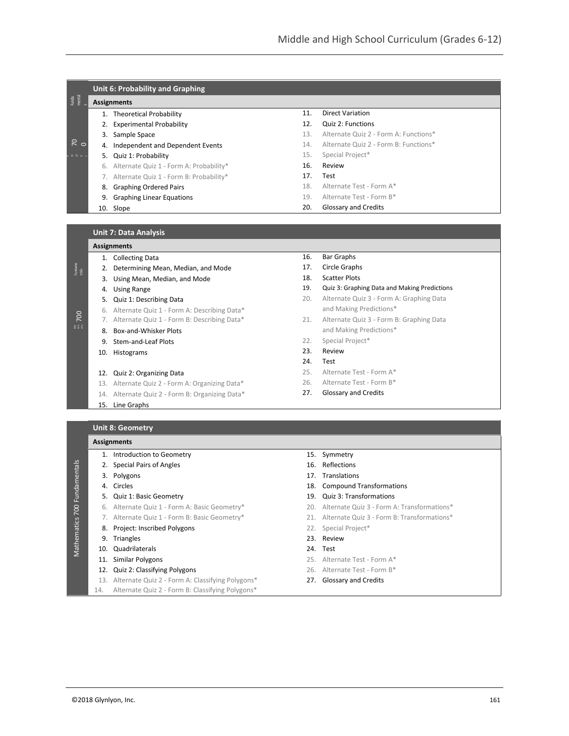## Unit 6: Probability and Graphing

**Assignments**

1. Theoretical Probability
2. Experimental Probability
3. Sample Space
4. Independent and Dependent Events
5. Quiz 1: Probability
6. Alternate Quiz 1 - Form A: Probability*
7. Alternate Quiz 1 - Form B: Probability*
8. Graphing Ordered Pairs
9. Graphing Linear Equations
10. Slope
11. Direct Variation
12. Quiz 2: Functions
13. Alternate Quiz 2 - Form A: Functions*
14. Alternate Quiz 2 - Form B: Functions*
15. Special Project*
16. Review
17. Test
18. Alternate Test - Form A*
19. Alternate Test - Form B*
20. Glossary and Credits

## Unit 7: Data Analysis

**Assignments**

1. Collecting Data
2. Determining Mean, Median, and Mode
3. Using Mean, Median, and Mode
4. Using Range
5. Quiz 1: Describing Data
6. Alternate Quiz 1 - Form A: Describing Data*
7. Alternate Quiz 1 - Form B: Describing Data*
8. Box-and-Whisker Plots
9. Stem-and-Leaf Plots
10. Histograms

12. Quiz 2: Organizing Data
13. Alternate Quiz 2 - Form A: Organizing Data*
14. Alternate Quiz 2 - Form B: Organizing Data*
15. Line Graphs
16. Bar Graphs
17. Circle Graphs
18. Scatter Plots
19. Quiz 3: Graphing Data and Making Predictions
20. Alternate Quiz 3 - Form A: Graphing Data and Making Predictions*
21. Alternate Quiz 3 - Form B: Graphing Data and Making Predictions*
22. Special Project*
23. Review
24. Test
25. Alternate Test - Form A*
26. Alternate Test - Form B*
27. Glossary and Credits

## Unit 8: Geometry

**Assignments**

1. Introduction to Geometry
2. Special Pairs of Angles
3. Polygons
4. Circles
5. Quiz 1: Basic Geometry
6. Alternate Quiz 1 - Form A: Basic Geometry*
7. Alternate Quiz 1 - Form B: Basic Geometry*
8. Project: Inscribed Polygons
9. Triangles
10. Quadrilaterals
11. Similar Polygons
12. Quiz 2: Classifying Polygons
13. Alternate Quiz 2 - Form A: Classifying Polygons*
14. Alternate Quiz 2 - Form B: Classifying Polygons*
15. Symmetry
16. Reflections
17. Translations
18. Compound Transformations
19. Quiz 3: Transformations
20. Alternate Quiz 3 - Form A: Transformations*
21. Alternate Quiz 3 - Form B: Transformations*
22. Special Project*
23. Review
24. Test
25. Alternate Test - Form A*
26. Alternate Test - Form B*
27. Glossary and Credits

Mathematics 700 Fundamentals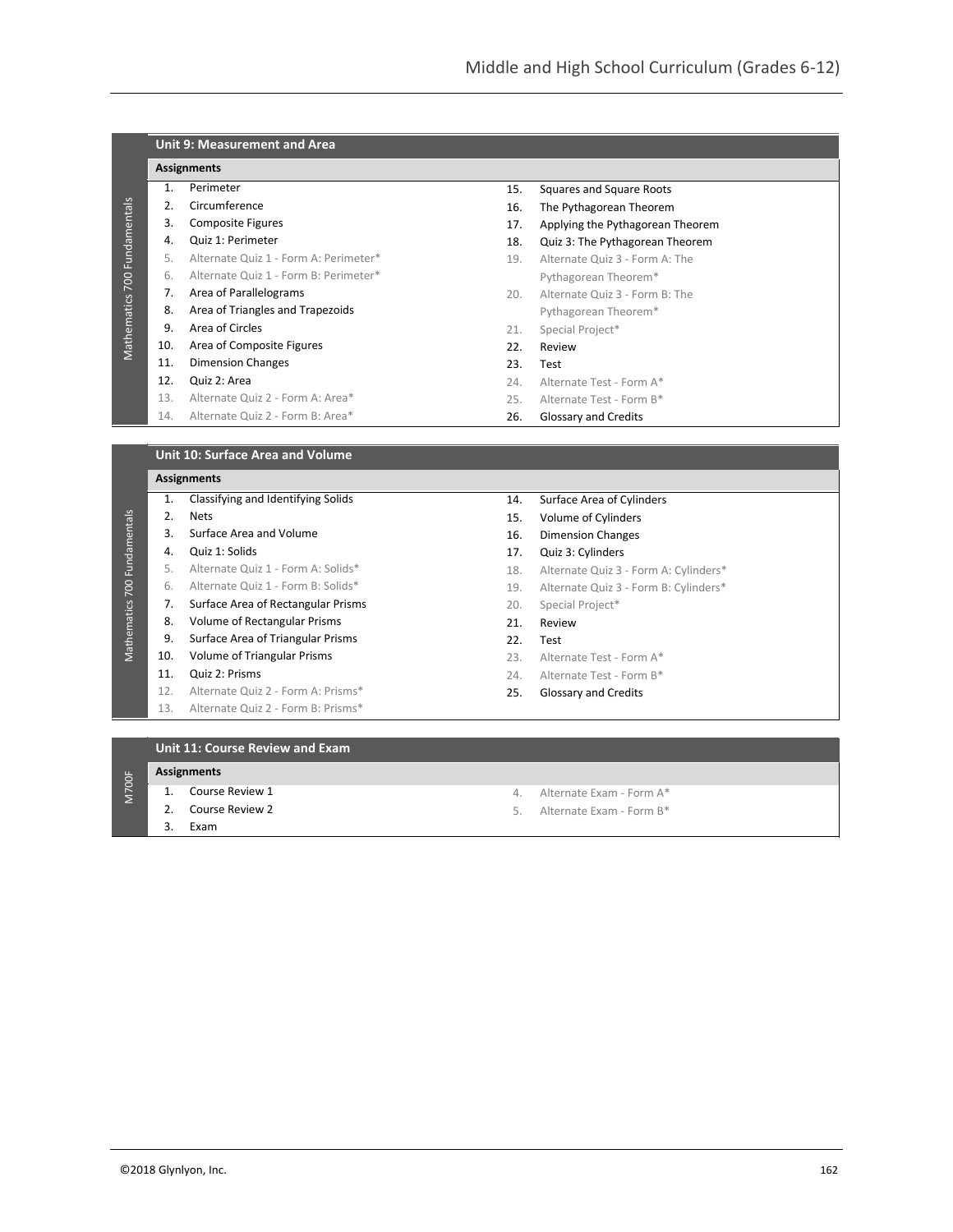## Unit 9: Measurement and Area

Mathematics 700 Fundamentals

**Assignments**

1. Perimeter
2. Circumference
3. Composite Figures
4. Quiz 1: Perimeter
5. Alternate Quiz 1 - Form A: Perimeter*
6. Alternate Quiz 1 - Form B: Perimeter*
7. Area of Parallelograms
8. Area of Triangles and Trapezoids
9. Area of Circles
10. Area of Composite Figures
11. Dimension Changes
12. Quiz 2: Area
13. Alternate Quiz 2 - Form A: Area*
14. Alternate Quiz 2 - Form B: Area*
15. Squares and Square Roots
16. The Pythagorean Theorem
17. Applying the Pythagorean Theorem
18. Quiz 3: The Pythagorean Theorem
19. Alternate Quiz 3 - Form A: The Pythagorean Theorem*
20. Alternate Quiz 3 - Form B: The Pythagorean Theorem*
21. Special Project*
22. Review
23. Test
24. Alternate Test - Form A*
25. Alternate Test - Form B*
26. Glossary and Credits

## Unit 10: Surface Area and Volume

Mathematics 700 Fundamentals

**Assignments**

1. Classifying and Identifying Solids
2. Nets
3. Surface Area and Volume
4. Quiz 1: Solids
5. Alternate Quiz 1 - Form A: Solids*
6. Alternate Quiz 1 - Form B: Solids*
7. Surface Area of Rectangular Prisms
8. Volume of Rectangular Prisms
9. Surface Area of Triangular Prisms
10. Volume of Triangular Prisms
11. Quiz 2: Prisms
12. Alternate Quiz 2 - Form A: Prisms*
13. Alternate Quiz 2 - Form B: Prisms*
14. Surface Area of Cylinders
15. Volume of Cylinders
16. Dimension Changes
17. Quiz 3: Cylinders
18. Alternate Quiz 3 - Form A: Cylinders*
19. Alternate Quiz 3 - Form B: Cylinders*
20. Special Project*
21. Review
22. Test
23. Alternate Test - Form A*
24. Alternate Test - Form B*
25. Glossary and Credits

## Unit 11: Course Review and Exam

M700F

**Assignments**

1. Course Review 1
2. Course Review 2
3. Exam
4. Alternate Exam - Form A*
5. Alternate Exam - Form B*